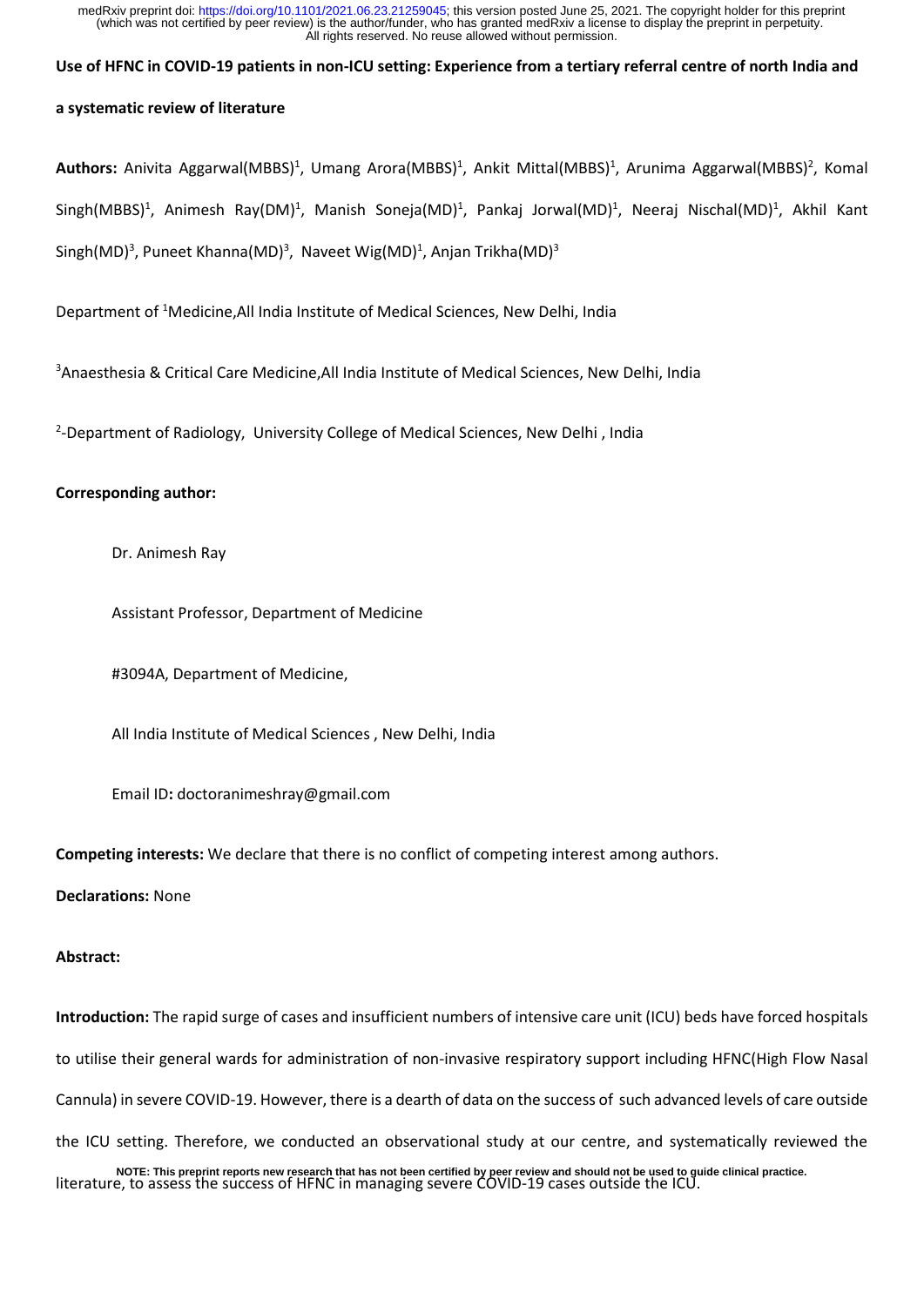# Use of HFNC in COVID-19 patients in non-ICU setting: Experience from a tertiary referral centre of north India and a systematic review of literature

**Authors:** Anivita Aggarwal(MBBS)[1], Umang Arora(MBBS)[1], Ankit Mittal(MBBS)[1], Arunima Aggarwal(MBBS)[2], Komal Singh(MBBS)[1], Animesh Ray(DM)[1], Manish Soneja(MD)[1], Pankaj Jorwal(MD)[1], Neeraj Nischal(MD)[1], Akhil Kant Singh(MD)[3], Puneet Khanna(MD)[3], Naveet Wig(MD)[1], Anjan Trikha(MD)[3]

Department of [1]Medicine,All India Institute of Medical Sciences, New Delhi, India

[3]Anaesthesia & Critical Care Medicine,All India Institute of Medical Sciences, New Delhi, India

[2]-Department of Radiology, University College of Medical Sciences, New Delhi , India

**Corresponding author:**

Dr. Animesh Ray

Assistant Professor, Department of Medicine

#3094A, Department of Medicine,

All India Institute of Medical Sciences , New Delhi, India

Email ID**:** doctoranimeshray@gmail.com

**Competing interests:** We declare that there is no conflict of competing interest among authors.

**Declarations:** None

**Abstract:**

**Introduction:** The rapid surge of cases and insufficient numbers of intensive care unit (ICU) beds have forced hospitals to utilise their general wards for administration of non-invasive respiratory support including HFNC(High Flow Nasal Cannula) in severe COVID-19. However, there is a dearth of data on the success of such advanced levels of care outside the ICU setting. Therefore, we conducted an observational study at our centre, and systematically reviewed the literature, to assess the success of HFNC in managing severe COVID-19 cases outside the ICU.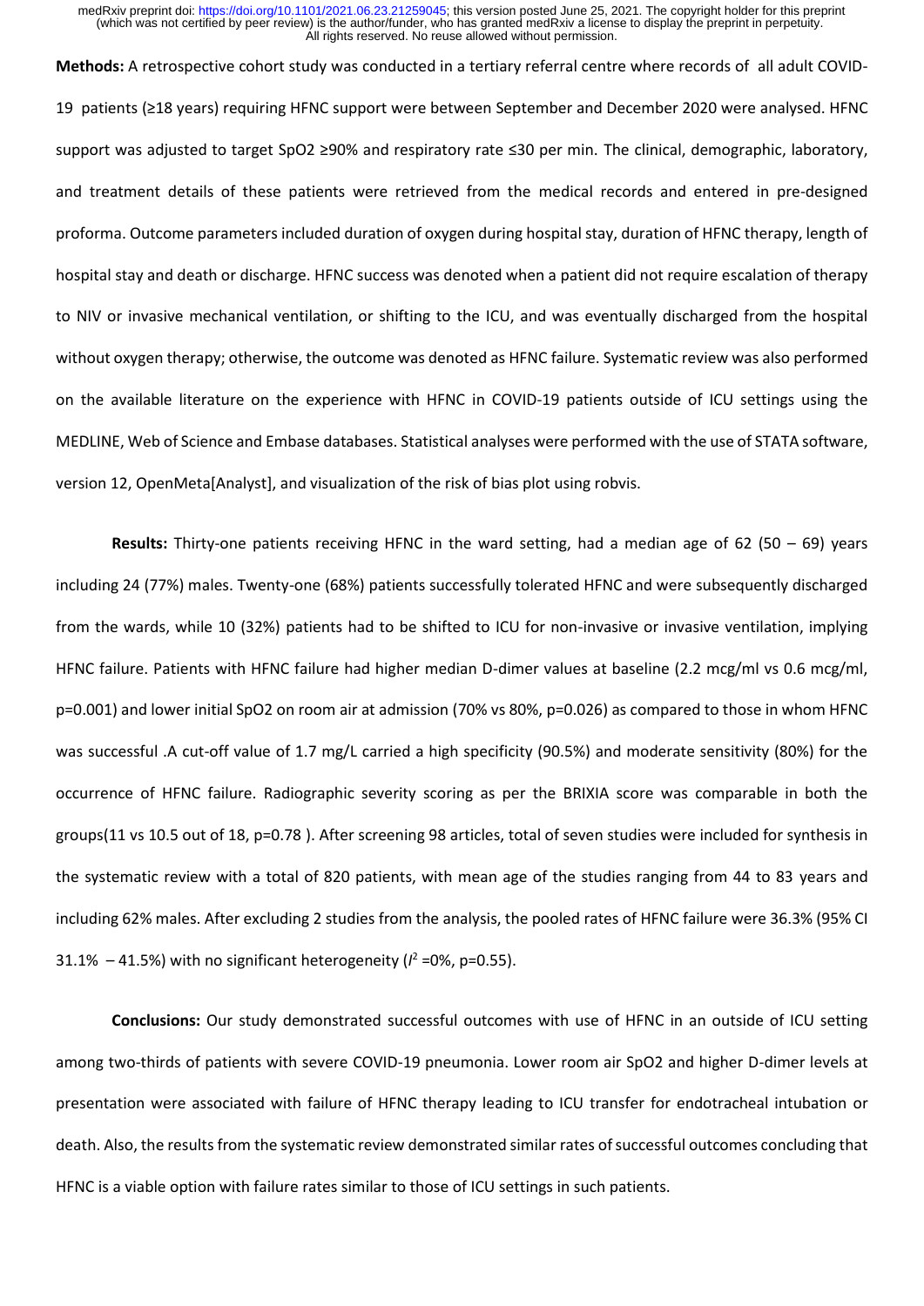**Methods:** A retrospective cohort study was conducted in a tertiary referral centre where records of all adult COVID-19 patients (≥18 years) requiring HFNC support were between September and December 2020 were analysed. HFNC support was adjusted to target SpO2 ≥90% and respiratory rate ≤30 per min. The clinical, demographic, laboratory, and treatment details of these patients were retrieved from the medical records and entered in pre-designed proforma. Outcome parameters included duration of oxygen during hospital stay, duration of HFNC therapy, length of hospital stay and death or discharge. HFNC success was denoted when a patient did not require escalation of therapy to NIV or invasive mechanical ventilation, or shifting to the ICU, and was eventually discharged from the hospital without oxygen therapy; otherwise, the outcome was denoted as HFNC failure. Systematic review was also performed on the available literature on the experience with HFNC in COVID-19 patients outside of ICU settings using the MEDLINE, Web of Science and Embase databases. Statistical analyses were performed with the use of STATA software, version 12, OpenMeta[Analyst], and visualization of the risk of bias plot using robvis.

**Results:** Thirty-one patients receiving HFNC in the ward setting, had a median age of 62 (50 – 69) years including 24 (77%) males. Twenty-one (68%) patients successfully tolerated HFNC and were subsequently discharged from the wards, while 10 (32%) patients had to be shifted to ICU for non-invasive or invasive ventilation, implying HFNC failure. Patients with HFNC failure had higher median D-dimer values at baseline (2.2 mcg/ml vs 0.6 mcg/ml, p=0.001) and lower initial SpO2 on room air at admission (70% vs 80%, p=0.026) as compared to those in whom HFNC was successful .A cut-off value of 1.7 mg/L carried a high specificity (90.5%) and moderate sensitivity (80%) for the occurrence of HFNC failure. Radiographic severity scoring as per the BRIXIA score was comparable in both the groups(11 vs 10.5 out of 18, p=0.78 ). After screening 98 articles, total of seven studies were included for synthesis in the systematic review with a total of 820 patients, with mean age of the studies ranging from 44 to 83 years and including 62% males. After excluding 2 studies from the analysis, the pooled rates of HFNC failure were 36.3% (95% CI 31.1% – 41.5%) with no significant heterogeneity ($I^2$ =0%, p=0.55).

**Conclusions:** Our study demonstrated successful outcomes with use of HFNC in an outside of ICU setting among two-thirds of patients with severe COVID-19 pneumonia. Lower room air SpO2 and higher D-dimer levels at presentation were associated with failure of HFNC therapy leading to ICU transfer for endotracheal intubation or death. Also, the results from the systematic review demonstrated similar rates of successful outcomes concluding that HFNC is a viable option with failure rates similar to those of ICU settings in such patients.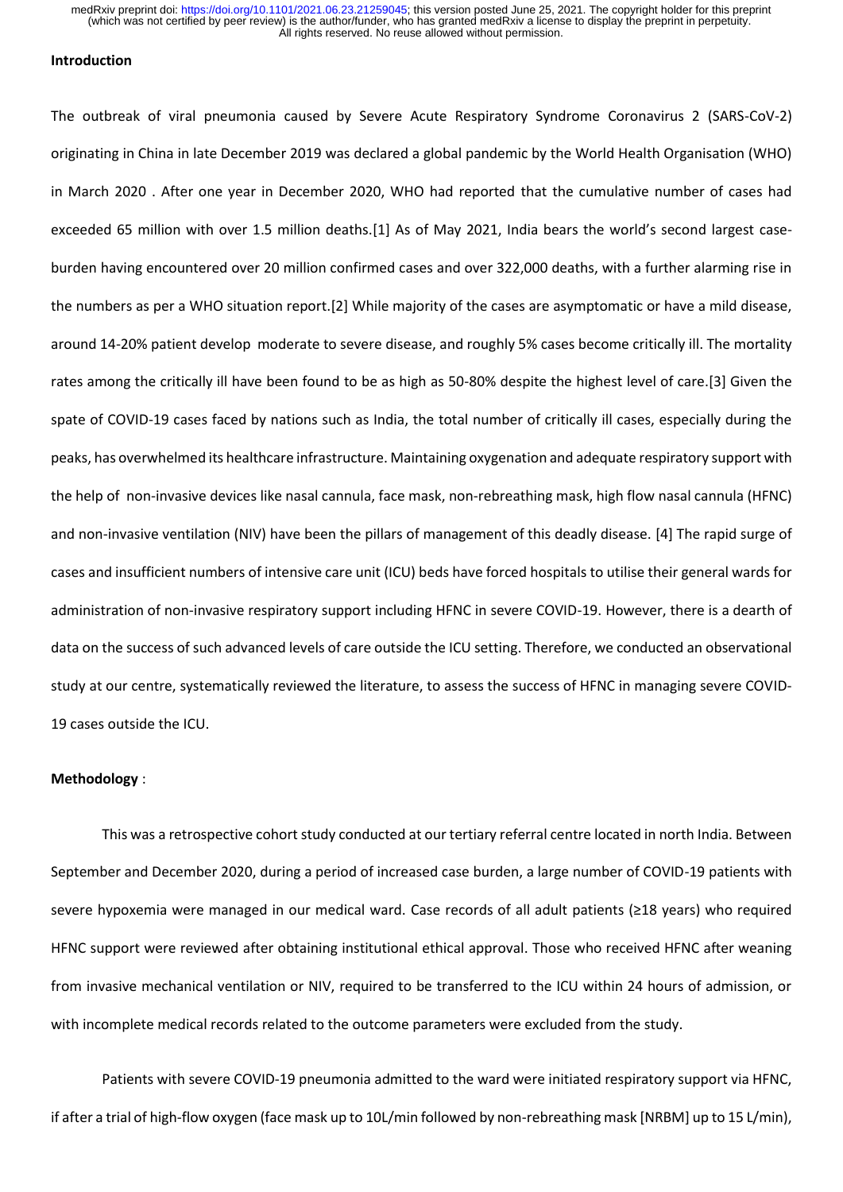## Introduction

The outbreak of viral pneumonia caused by Severe Acute Respiratory Syndrome Coronavirus 2 (SARS-CoV-2) originating in China in late December 2019 was declared a global pandemic by the World Health Organisation (WHO) in March 2020 . After one year in December 2020, WHO had reported that the cumulative number of cases had exceeded 65 million with over 1.5 million deaths.[1] As of May 2021, India bears the world's second largest case-burden having encountered over 20 million confirmed cases and over 322,000 deaths, with a further alarming rise in the numbers as per a WHO situation report.[2] While majority of the cases are asymptomatic or have a mild disease, around 14-20% patient develop moderate to severe disease, and roughly 5% cases become critically ill. The mortality rates among the critically ill have been found to be as high as 50-80% despite the highest level of care.[3] Given the spate of COVID-19 cases faced by nations such as India, the total number of critically ill cases, especially during the peaks, has overwhelmed its healthcare infrastructure. Maintaining oxygenation and adequate respiratory support with the help of non-invasive devices like nasal cannula, face mask, non-rebreathing mask, high flow nasal cannula (HFNC) and non-invasive ventilation (NIV) have been the pillars of management of this deadly disease. [4] The rapid surge of cases and insufficient numbers of intensive care unit (ICU) beds have forced hospitals to utilise their general wards for administration of non-invasive respiratory support including HFNC in severe COVID-19. However, there is a dearth of data on the success of such advanced levels of care outside the ICU setting. Therefore, we conducted an observational study at our centre, systematically reviewed the literature, to assess the success of HFNC in managing severe COVID-19 cases outside the ICU.

## Methodology :

This was a retrospective cohort study conducted at our tertiary referral centre located in north India. Between September and December 2020, during a period of increased case burden, a large number of COVID-19 patients with severe hypoxemia were managed in our medical ward. Case records of all adult patients (≥18 years) who required HFNC support were reviewed after obtaining institutional ethical approval. Those who received HFNC after weaning from invasive mechanical ventilation or NIV, required to be transferred to the ICU within 24 hours of admission, or with incomplete medical records related to the outcome parameters were excluded from the study.

Patients with severe COVID-19 pneumonia admitted to the ward were initiated respiratory support via HFNC, if after a trial of high-flow oxygen (face mask up to 10L/min followed by non-rebreathing mask [NRBM] up to 15 L/min),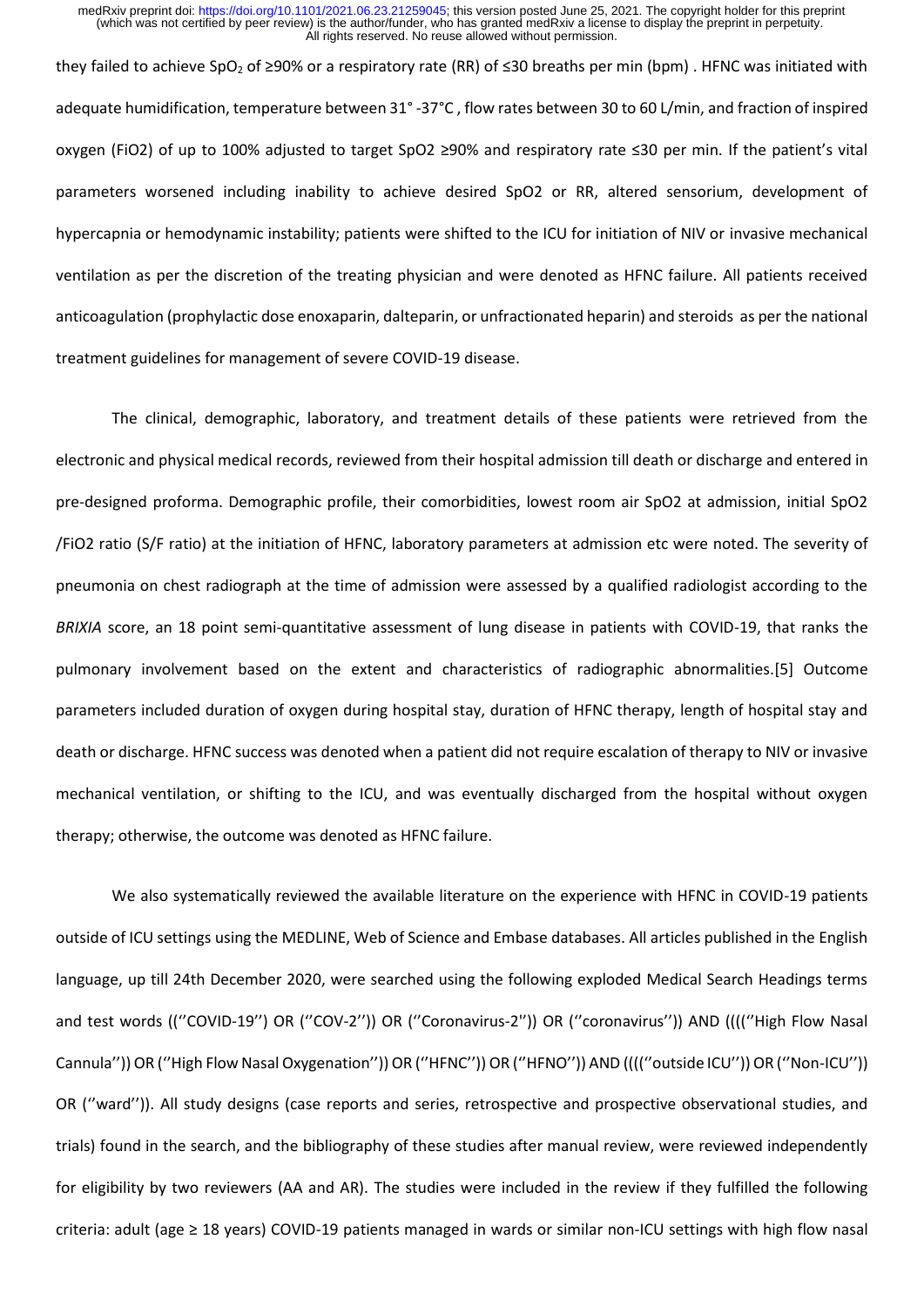they failed to achieve $SpO_2$ of ≥90% or a respiratory rate (RR) of ≤30 breaths per min (bpm) . HFNC was initiated with adequate humidification, temperature between 31° -37°C , flow rates between 30 to 60 L/min, and fraction of inspired oxygen (FiO2) of up to 100% adjusted to target SpO2 ≥90% and respiratory rate ≤30 per min. If the patient's vital parameters worsened including inability to achieve desired SpO2 or RR, altered sensorium, development of hypercapnia or hemodynamic instability; patients were shifted to the ICU for initiation of NIV or invasive mechanical ventilation as per the discretion of the treating physician and were denoted as HFNC failure. All patients received anticoagulation (prophylactic dose enoxaparin, dalteparin, or unfractionated heparin) and steroids as per the national treatment guidelines for management of severe COVID-19 disease.

The clinical, demographic, laboratory, and treatment details of these patients were retrieved from the electronic and physical medical records, reviewed from their hospital admission till death or discharge and entered in pre-designed proforma. Demographic profile, their comorbidities, lowest room air SpO2 at admission, initial SpO2 /FiO2 ratio (S/F ratio) at the initiation of HFNC, laboratory parameters at admission etc were noted. The severity of pneumonia on chest radiograph at the time of admission were assessed by a qualified radiologist according to the *BRIXIA* score, an 18 point semi-quantitative assessment of lung disease in patients with COVID-19, that ranks the pulmonary involvement based on the extent and characteristics of radiographic abnormalities.[5] Outcome parameters included duration of oxygen during hospital stay, duration of HFNC therapy, length of hospital stay and death or discharge. HFNC success was denoted when a patient did not require escalation of therapy to NIV or invasive mechanical ventilation, or shifting to the ICU, and was eventually discharged from the hospital without oxygen therapy; otherwise, the outcome was denoted as HFNC failure.

We also systematically reviewed the available literature on the experience with HFNC in COVID-19 patients outside of ICU settings using the MEDLINE, Web of Science and Embase databases. All articles published in the English language, up till 24th December 2020, were searched using the following exploded Medical Search Headings terms and test words ((''COVID-19'') OR (''COV-2'')) OR (''Coronavirus-2'')) OR (''coronavirus'')) AND ((((''High Flow Nasal Cannula'')) OR (''High Flow Nasal Oxygenation'')) OR (''HFNC'')) OR (''HFNO'')) AND ((((''outside ICU'')) OR (''Non-ICU'')) OR (''ward'')). All study designs (case reports and series, retrospective and prospective observational studies, and trials) found in the search, and the bibliography of these studies after manual review, were reviewed independently for eligibility by two reviewers (AA and AR). The studies were included in the review if they fulfilled the following criteria: adult (age ≥ 18 years) COVID-19 patients managed in wards or similar non-ICU settings with high flow nasal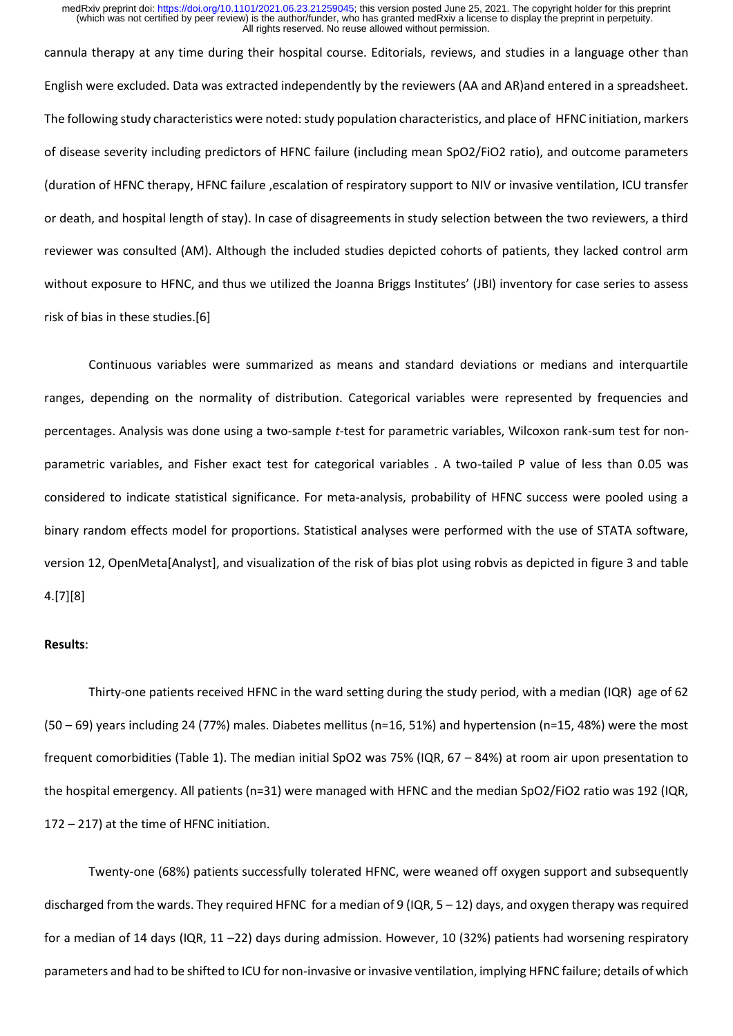cannula therapy at any time during their hospital course. Editorials, reviews, and studies in a language other than English were excluded. Data was extracted independently by the reviewers (AA and AR)and entered in a spreadsheet. The following study characteristics were noted: study population characteristics, and place of HFNC initiation, markers of disease severity including predictors of HFNC failure (including mean SpO2/FiO2 ratio), and outcome parameters (duration of HFNC therapy, HFNC failure ,escalation of respiratory support to NIV or invasive ventilation, ICU transfer or death, and hospital length of stay). In case of disagreements in study selection between the two reviewers, a third reviewer was consulted (AM). Although the included studies depicted cohorts of patients, they lacked control arm without exposure to HFNC, and thus we utilized the Joanna Briggs Institutes' (JBI) inventory for case series to assess risk of bias in these studies.[6]

Continuous variables were summarized as means and standard deviations or medians and interquartile ranges, depending on the normality of distribution. Categorical variables were represented by frequencies and percentages. Analysis was done using a two-sample *t*-test for parametric variables, Wilcoxon rank-sum test for non-parametric variables, and Fisher exact test for categorical variables . A two-tailed P value of less than 0.05 was considered to indicate statistical significance. For meta-analysis, probability of HFNC success were pooled using a binary random effects model for proportions. Statistical analyses were performed with the use of STATA software, version 12, OpenMeta[Analyst], and visualization of the risk of bias plot using robvis as depicted in figure 3 and table 4.[7][8]

**Results**:

Thirty-one patients received HFNC in the ward setting during the study period, with a median (IQR) age of 62 (50 – 69) years including 24 (77%) males. Diabetes mellitus (n=16, 51%) and hypertension (n=15, 48%) were the most frequent comorbidities (Table 1). The median initial SpO2 was 75% (IQR, 67 – 84%) at room air upon presentation to the hospital emergency. All patients (n=31) were managed with HFNC and the median SpO2/FiO2 ratio was 192 (IQR, 172 – 217) at the time of HFNC initiation.

Twenty-one (68%) patients successfully tolerated HFNC, were weaned off oxygen support and subsequently discharged from the wards. They required HFNC for a median of 9 (IQR, 5 – 12) days, and oxygen therapy was required for a median of 14 days (IQR, 11 –22) days during admission. However, 10 (32%) patients had worsening respiratory parameters and had to be shifted to ICU for non-invasive or invasive ventilation, implying HFNC failure; details of which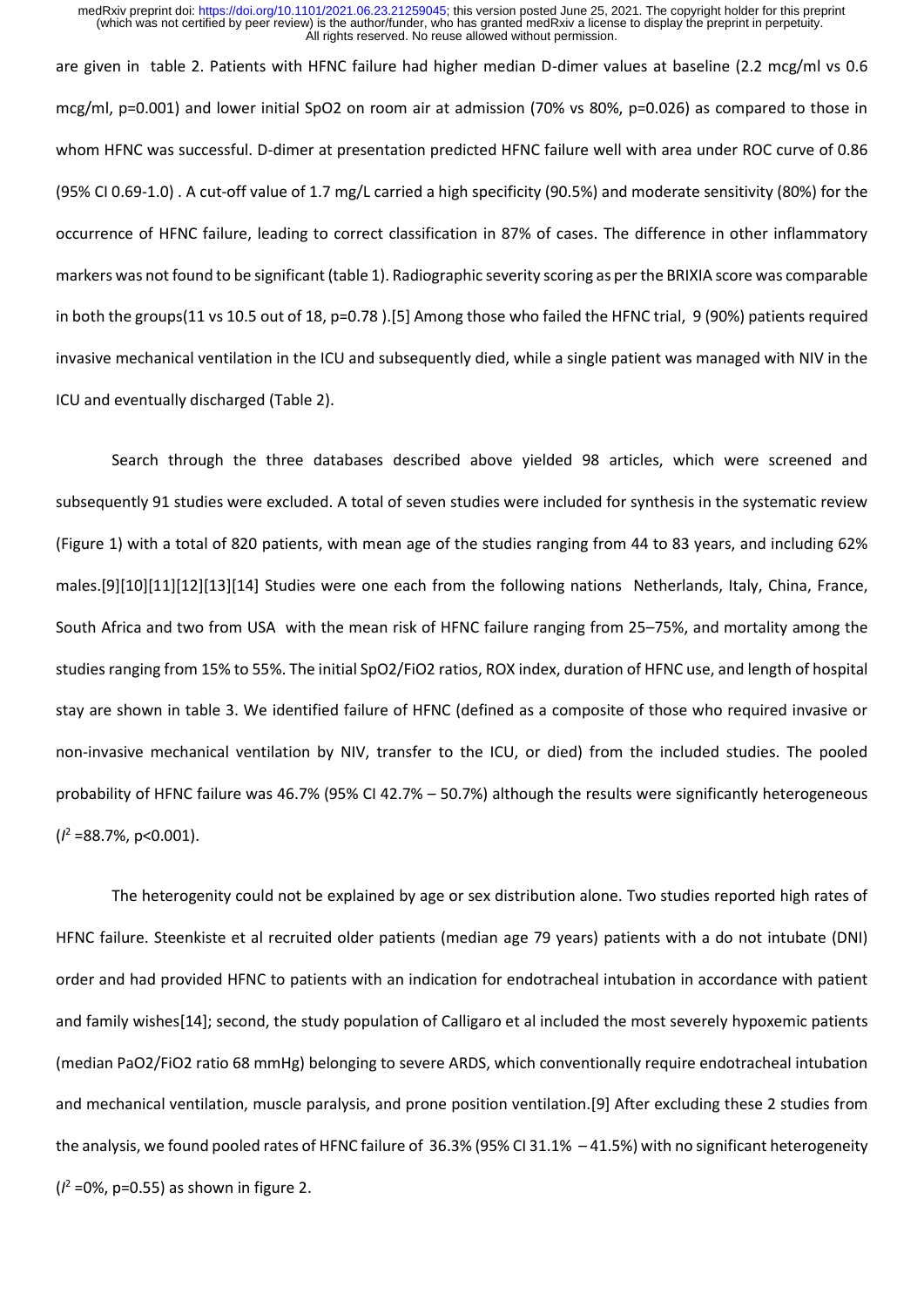are given in table 2. Patients with HFNC failure had higher median D-dimer values at baseline (2.2 mcg/ml vs 0.6 mcg/ml, p=0.001) and lower initial SpO2 on room air at admission (70% vs 80%, p=0.026) as compared to those in whom HFNC was successful. D-dimer at presentation predicted HFNC failure well with area under ROC curve of 0.86 (95% CI 0.69-1.0) . A cut-off value of 1.7 mg/L carried a high specificity (90.5%) and moderate sensitivity (80%) for the occurrence of HFNC failure, leading to correct classification in 87% of cases. The difference in other inflammatory markers was not found to be significant (table 1). Radiographic severity scoring as per the BRIXIA score was comparable in both the groups(11 vs 10.5 out of 18, p=0.78 ).[5] Among those who failed the HFNC trial, 9 (90%) patients required invasive mechanical ventilation in the ICU and subsequently died, while a single patient was managed with NIV in the ICU and eventually discharged (Table 2).

Search through the three databases described above yielded 98 articles, which were screened and subsequently 91 studies were excluded. A total of seven studies were included for synthesis in the systematic review (Figure 1) with a total of 820 patients, with mean age of the studies ranging from 44 to 83 years, and including 62% males.[9][10][11][12][13][14] Studies were one each from the following nations Netherlands, Italy, China, France, South Africa and two from USA with the mean risk of HFNC failure ranging from 25–75%, and mortality among the studies ranging from 15% to 55%. The initial SpO2/FiO2 ratios, ROX index, duration of HFNC use, and length of hospital stay are shown in table 3. We identified failure of HFNC (defined as a composite of those who required invasive or non-invasive mechanical ventilation by NIV, transfer to the ICU, or died) from the included studies. The pooled probability of HFNC failure was 46.7% (95% CI 42.7% – 50.7%) although the results were significantly heterogeneous ($I^2$ =88.7%, p<0.001).

The heterogenity could not be explained by age or sex distribution alone. Two studies reported high rates of HFNC failure. Steenkiste et al recruited older patients (median age 79 years) patients with a do not intubate (DNI) order and had provided HFNC to patients with an indication for endotracheal intubation in accordance with patient and family wishes[14]; second, the study population of Calligaro et al included the most severely hypoxemic patients (median PaO2/FiO2 ratio 68 mmHg) belonging to severe ARDS, which conventionally require endotracheal intubation and mechanical ventilation, muscle paralysis, and prone position ventilation.[9] After excluding these 2 studies from the analysis, we found pooled rates of HFNC failure of 36.3% (95% CI 31.1% – 41.5%) with no significant heterogeneity ($I^2$ =0%, p=0.55) as shown in figure 2.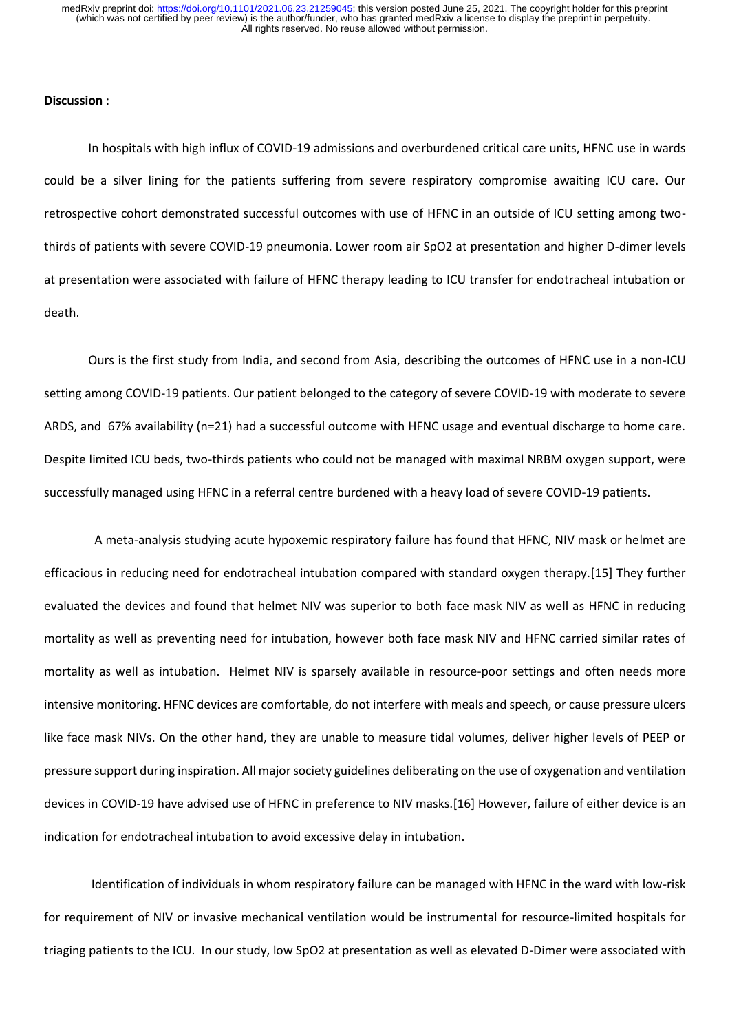**Discussion** :

In hospitals with high influx of COVID-19 admissions and overburdened critical care units, HFNC use in wards could be a silver lining for the patients suffering from severe respiratory compromise awaiting ICU care. Our retrospective cohort demonstrated successful outcomes with use of HFNC in an outside of ICU setting among two-thirds of patients with severe COVID-19 pneumonia. Lower room air SpO2 at presentation and higher D-dimer levels at presentation were associated with failure of HFNC therapy leading to ICU transfer for endotracheal intubation or death.

Ours is the first study from India, and second from Asia, describing the outcomes of HFNC use in a non-ICU setting among COVID-19 patients. Our patient belonged to the category of severe COVID-19 with moderate to severe ARDS, and 67% availability (n=21) had a successful outcome with HFNC usage and eventual discharge to home care. Despite limited ICU beds, two-thirds patients who could not be managed with maximal NRBM oxygen support, were successfully managed using HFNC in a referral centre burdened with a heavy load of severe COVID-19 patients.

A meta-analysis studying acute hypoxemic respiratory failure has found that HFNC, NIV mask or helmet are efficacious in reducing need for endotracheal intubation compared with standard oxygen therapy.[15] They further evaluated the devices and found that helmet NIV was superior to both face mask NIV as well as HFNC in reducing mortality as well as preventing need for intubation, however both face mask NIV and HFNC carried similar rates of mortality as well as intubation. Helmet NIV is sparsely available in resource-poor settings and often needs more intensive monitoring. HFNC devices are comfortable, do not interfere with meals and speech, or cause pressure ulcers like face mask NIVs. On the other hand, they are unable to measure tidal volumes, deliver higher levels of PEEP or pressure support during inspiration. All major society guidelines deliberating on the use of oxygenation and ventilation devices in COVID-19 have advised use of HFNC in preference to NIV masks.[16] However, failure of either device is an indication for endotracheal intubation to avoid excessive delay in intubation.

Identification of individuals in whom respiratory failure can be managed with HFNC in the ward with low-risk for requirement of NIV or invasive mechanical ventilation would be instrumental for resource-limited hospitals for triaging patients to the ICU. In our study, low SpO2 at presentation as well as elevated D-Dimer were associated with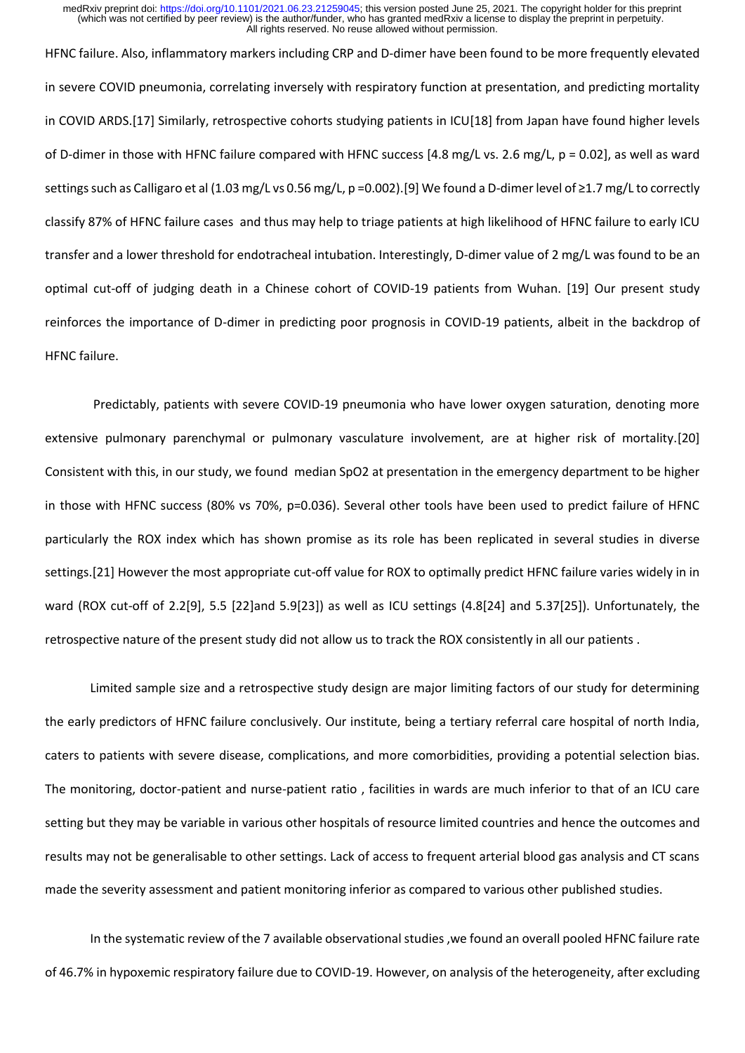HFNC failure. Also, inflammatory markers including CRP and D-dimer have been found to be more frequently elevated in severe COVID pneumonia, correlating inversely with respiratory function at presentation, and predicting mortality in COVID ARDS.[17] Similarly, retrospective cohorts studying patients in ICU[18] from Japan have found higher levels of D-dimer in those with HFNC failure compared with HFNC success [4.8 mg/L vs. 2.6 mg/L, $p = 0.02$], as well as ward settings such as Calligaro et al (1.03 mg/L vs 0.56 mg/L, $p = 0.002$).[9] We found a D-dimer level of ≥1.7 mg/L to correctly classify 87% of HFNC failure cases and thus may help to triage patients at high likelihood of HFNC failure to early ICU transfer and a lower threshold for endotracheal intubation. Interestingly, D-dimer value of 2 mg/L was found to be an optimal cut-off of judging death in a Chinese cohort of COVID-19 patients from Wuhan. [19] Our present study reinforces the importance of D-dimer in predicting poor prognosis in COVID-19 patients, albeit in the backdrop of HFNC failure.

Predictably, patients with severe COVID-19 pneumonia who have lower oxygen saturation, denoting more extensive pulmonary parenchymal or pulmonary vasculature involvement, are at higher risk of mortality.[20] Consistent with this, in our study, we found median $SpO_2$ at presentation in the emergency department to be higher in those with HFNC success (80% vs 70%, $p=0.036$). Several other tools have been used to predict failure of HFNC particularly the ROX index which has shown promise as its role has been replicated in several studies in diverse settings.[21] However the most appropriate cut-off value for ROX to optimally predict HFNC failure varies widely in in ward (ROX cut-off of 2.2[9], 5.5 [22]and 5.9[23]) as well as ICU settings (4.8[24] and 5.37[25]). Unfortunately, the retrospective nature of the present study did not allow us to track the ROX consistently in all our patients .

Limited sample size and a retrospective study design are major limiting factors of our study for determining the early predictors of HFNC failure conclusively. Our institute, being a tertiary referral care hospital of north India, caters to patients with severe disease, complications, and more comorbidities, providing a potential selection bias. The monitoring, doctor-patient and nurse-patient ratio , facilities in wards are much inferior to that of an ICU care setting but they may be variable in various other hospitals of resource limited countries and hence the outcomes and results may not be generalisable to other settings. Lack of access to frequent arterial blood gas analysis and CT scans made the severity assessment and patient monitoring inferior as compared to various other published studies.

In the systematic review of the 7 available observational studies ,we found an overall pooled HFNC failure rate of 46.7% in hypoxemic respiratory failure due to COVID-19. However, on analysis of the heterogeneity, after excluding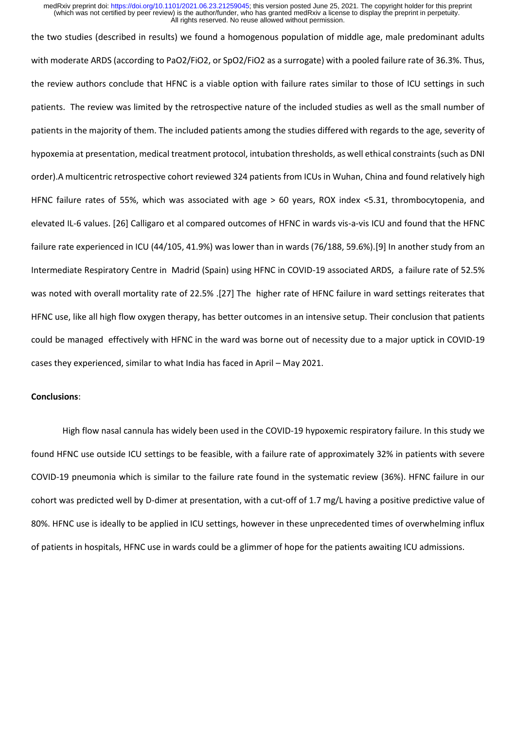the two studies (described in results) we found a homogenous population of middle age, male predominant adults with moderate ARDS (according to $PaO_2/FiO_2$, or $SpO_2/FiO_2$ as a surrogate) with a pooled failure rate of 36.3%. Thus, the review authors conclude that HFNC is a viable option with failure rates similar to those of ICU settings in such patients. The review was limited by the retrospective nature of the included studies as well as the small number of patients in the majority of them. The included patients among the studies differed with regards to the age, severity of hypoxemia at presentation, medical treatment protocol, intubation thresholds, as well ethical constraints (such as DNI order).A multicentric retrospective cohort reviewed 324 patients from ICUs in Wuhan, China and found relatively high HFNC failure rates of 55%, which was associated with age > 60 years, ROX index <5.31, thrombocytopenia, and elevated IL-6 values. [26] Calligaro et al compared outcomes of HFNC in wards vis-a-vis ICU and found that the HFNC failure rate experienced in ICU (44/105, 41.9%) was lower than in wards (76/188, 59.6%).[9] In another study from an Intermediate Respiratory Centre in Madrid (Spain) using HFNC in COVID-19 associated ARDS, a failure rate of 52.5% was noted with overall mortality rate of 22.5% .[27] The higher rate of HFNC failure in ward settings reiterates that HFNC use, like all high flow oxygen therapy, has better outcomes in an intensive setup. Their conclusion that patients could be managed effectively with HFNC in the ward was borne out of necessity due to a major uptick in COVID-19 cases they experienced, similar to what India has faced in April – May 2021.

**Conclusions**:

High flow nasal cannula has widely been used in the COVID-19 hypoxemic respiratory failure. In this study we found HFNC use outside ICU settings to be feasible, with a failure rate of approximately 32% in patients with severe COVID-19 pneumonia which is similar to the failure rate found in the systematic review (36%). HFNC failure in our cohort was predicted well by D-dimer at presentation, with a cut-off of 1.7 mg/L having a positive predictive value of 80%. HFNC use is ideally to be applied in ICU settings, however in these unprecedented times of overwhelming influx of patients in hospitals, HFNC use in wards could be a glimmer of hope for the patients awaiting ICU admissions.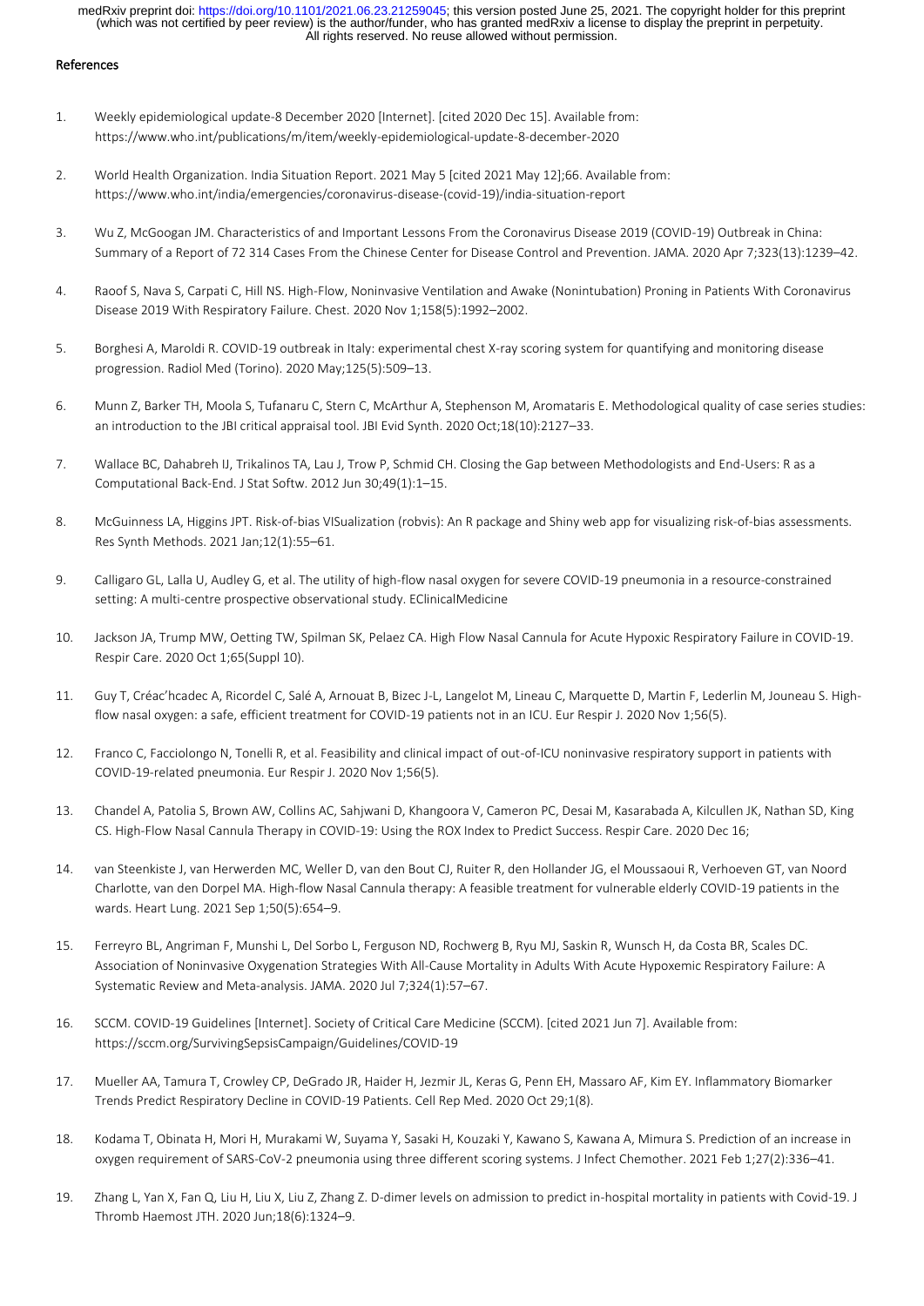## References

1. Weekly epidemiological update-8 December 2020 [Internet]. [cited 2020 Dec 15]. Available from: https://www.who.int/publications/m/item/weekly-epidemiological-update-8-december-2020

2. World Health Organization. India Situation Report. 2021 May 5 [cited 2021 May 12];66. Available from: https://www.who.int/india/emergencies/coronavirus-disease-(covid-19)/india-situation-report

3. Wu Z, McGoogan JM. Characteristics of and Important Lessons From the Coronavirus Disease 2019 (COVID-19) Outbreak in China: Summary of a Report of 72 314 Cases From the Chinese Center for Disease Control and Prevention. JAMA. 2020 Apr 7;323(13):1239–42.

4. Raoof S, Nava S, Carpati C, Hill NS. High-Flow, Noninvasive Ventilation and Awake (Nonintubation) Proning in Patients With Coronavirus Disease 2019 With Respiratory Failure. Chest. 2020 Nov 1;158(5):1992–2002.

5. Borghesi A, Maroldi R. COVID-19 outbreak in Italy: experimental chest X-ray scoring system for quantifying and monitoring disease progression. Radiol Med (Torino). 2020 May;125(5):509–13.

6. Munn Z, Barker TH, Moola S, Tufanaru C, Stern C, McArthur A, Stephenson M, Aromataris E. Methodological quality of case series studies: an introduction to the JBI critical appraisal tool. JBI Evid Synth. 2020 Oct;18(10):2127–33.

7. Wallace BC, Dahabreh IJ, Trikalinos TA, Lau J, Trow P, Schmid CH. Closing the Gap between Methodologists and End-Users: R as a Computational Back-End. J Stat Softw. 2012 Jun 30;49(1):1–15.

8. McGuinness LA, Higgins JPT. Risk-of-bias VISualization (robvis): An R package and Shiny web app for visualizing risk-of-bias assessments. Res Synth Methods. 2021 Jan;12(1):55–61.

9. Calligaro GL, Lalla U, Audley G, et al. The utility of high-flow nasal oxygen for severe COVID-19 pneumonia in a resource-constrained setting: A multi-centre prospective observational study. EClinicalMedicine

10. Jackson JA, Trump MW, Oetting TW, Spilman SK, Pelaez CA. High Flow Nasal Cannula for Acute Hypoxic Respiratory Failure in COVID-19. Respir Care. 2020 Oct 1;65(Suppl 10).

11. Guy T, Créac'hcadec A, Ricordel C, Salé A, Arnouat B, Bizec J-L, Langelot M, Lineau C, Marquette D, Martin F, Lederlin M, Jouneau S. High-flow nasal oxygen: a safe, efficient treatment for COVID-19 patients not in an ICU. Eur Respir J. 2020 Nov 1;56(5).

12. Franco C, Facciolongo N, Tonelli R, et al. Feasibility and clinical impact of out-of-ICU noninvasive respiratory support in patients with COVID-19-related pneumonia. Eur Respir J. 2020 Nov 1;56(5).

13. Chandel A, Patolia S, Brown AW, Collins AC, Sahjwani D, Khangoora V, Cameron PC, Desai M, Kasarabada A, Kilcullen JK, Nathan SD, King CS. High-Flow Nasal Cannula Therapy in COVID-19: Using the ROX Index to Predict Success. Respir Care. 2020 Dec 16;

14. van Steenkiste J, van Herwerden MC, Weller D, van den Bout CJ, Ruiter R, den Hollander JG, el Moussaoui R, Verhoeven GT, van Noord Charlotte, van den Dorpel MA. High-flow Nasal Cannula therapy: A feasible treatment for vulnerable elderly COVID-19 patients in the wards. Heart Lung. 2021 Sep 1;50(5):654–9.

15. Ferreyro BL, Angriman F, Munshi L, Del Sorbo L, Ferguson ND, Rochwerg B, Ryu MJ, Saskin R, Wunsch H, da Costa BR, Scales DC. Association of Noninvasive Oxygenation Strategies With All-Cause Mortality in Adults With Acute Hypoxemic Respiratory Failure: A Systematic Review and Meta-analysis. JAMA. 2020 Jul 7;324(1):57–67.

16. SCCM. COVID-19 Guidelines [Internet]. Society of Critical Care Medicine (SCCM). [cited 2021 Jun 7]. Available from: https://sccm.org/SurvivingSepsisCampaign/Guidelines/COVID-19

17. Mueller AA, Tamura T, Crowley CP, DeGrado JR, Haider H, Jezmir JL, Keras G, Penn EH, Massaro AF, Kim EY. Inflammatory Biomarker Trends Predict Respiratory Decline in COVID-19 Patients. Cell Rep Med. 2020 Oct 29;1(8).

18. Kodama T, Obinata H, Mori H, Murakami W, Suyama Y, Sasaki H, Kouzaki Y, Kawano S, Kawana A, Mimura S. Prediction of an increase in oxygen requirement of SARS-CoV-2 pneumonia using three different scoring systems. J Infect Chemother. 2021 Feb 1;27(2):336–41.

19. Zhang L, Yan X, Fan Q, Liu H, Liu X, Liu Z, Zhang Z. D-dimer levels on admission to predict in-hospital mortality in patients with Covid-19. J Thromb Haemost JTH. 2020 Jun;18(6):1324–9.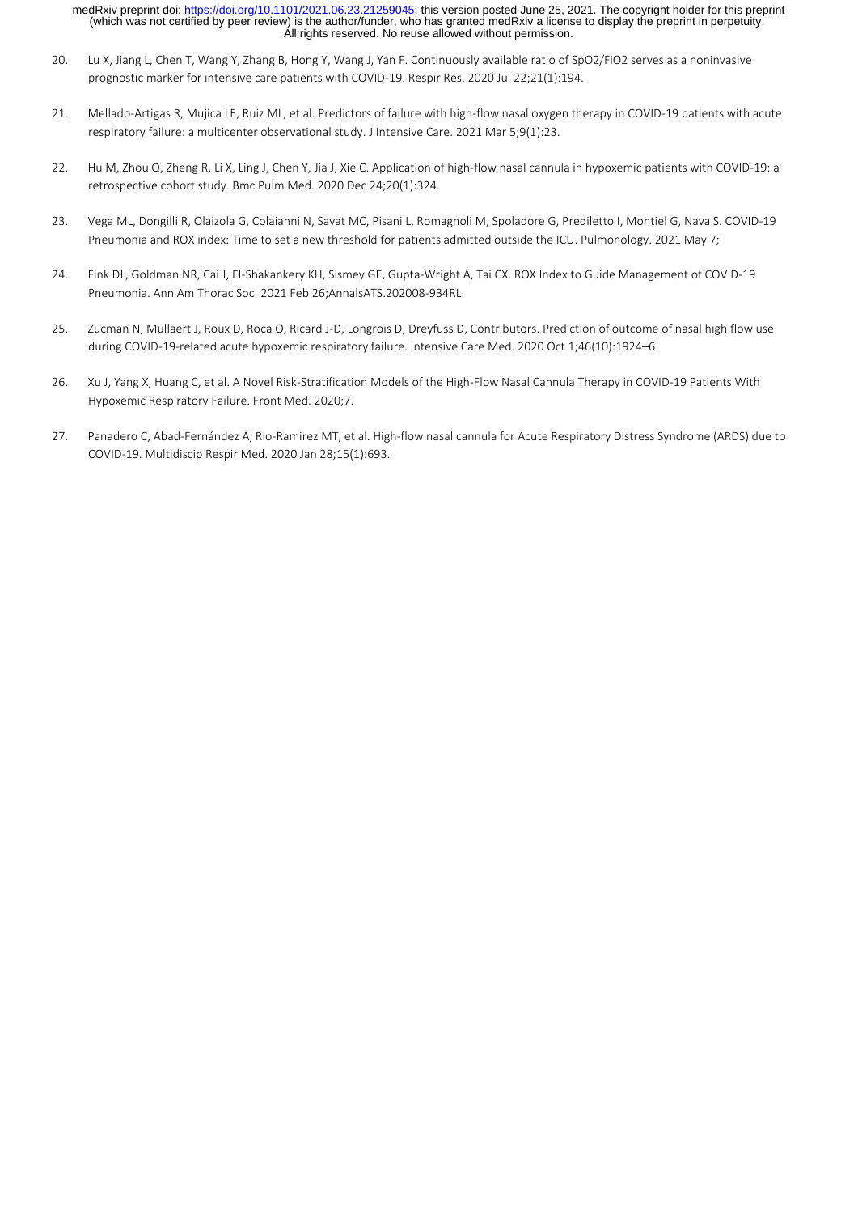20. Lu X, Jiang L, Chen T, Wang Y, Zhang B, Hong Y, Wang J, Yan F. Continuously available ratio of SpO2/FiO2 serves as a noninvasive prognostic marker for intensive care patients with COVID-19. Respir Res. 2020 Jul 22;21(1):194.

21. Mellado-Artigas R, Mujica LE, Ruiz ML, et al. Predictors of failure with high-flow nasal oxygen therapy in COVID-19 patients with acute respiratory failure: a multicenter observational study. J Intensive Care. 2021 Mar 5;9(1):23.

22. Hu M, Zhou Q, Zheng R, Li X, Ling J, Chen Y, Jia J, Xie C. Application of high-flow nasal cannula in hypoxemic patients with COVID-19: a retrospective cohort study. Bmc Pulm Med. 2020 Dec 24;20(1):324.

23. Vega ML, Dongilli R, Olaizola G, Colaianni N, Sayat MC, Pisani L, Romagnoli M, Spoladore G, Prediletto I, Montiel G, Nava S. COVID-19 Pneumonia and ROX index: Time to set a new threshold for patients admitted outside the ICU. Pulmonology. 2021 May 7;

24. Fink DL, Goldman NR, Cai J, El-Shakankery KH, Sismey GE, Gupta-Wright A, Tai CX. ROX Index to Guide Management of COVID-19 Pneumonia. Ann Am Thorac Soc. 2021 Feb 26;AnnalsATS.202008-934RL.

25. Zucman N, Mullaert J, Roux D, Roca O, Ricard J-D, Longrois D, Dreyfuss D, Contributors. Prediction of outcome of nasal high flow use during COVID-19-related acute hypoxemic respiratory failure. Intensive Care Med. 2020 Oct 1;46(10):1924–6.

26. Xu J, Yang X, Huang C, et al. A Novel Risk-Stratification Models of the High-Flow Nasal Cannula Therapy in COVID-19 Patients With Hypoxemic Respiratory Failure. Front Med. 2020;7.

27. Panadero C, Abad-Fernández A, Rio-Ramirez MT, et al. High-flow nasal cannula for Acute Respiratory Distress Syndrome (ARDS) due to COVID-19. Multidiscip Respir Med. 2020 Jan 28;15(1):693.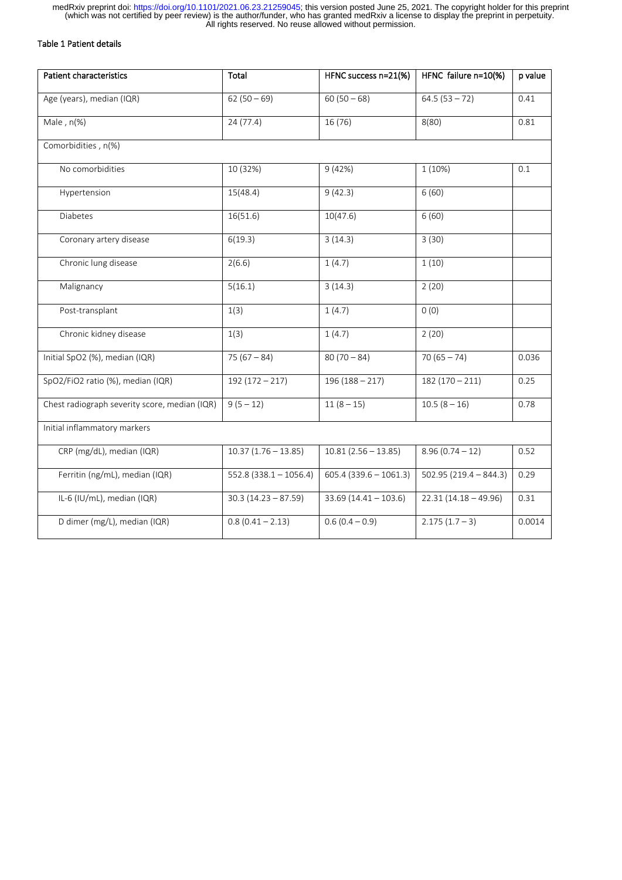Table 1 Patient details

| Patient characteristics | Total | HFNC success n=21(%) | HFNC failure n=10(%) | p value |
|---|---|---|---|---|
| Age (years), median (IQR) | 62 (50 – 69) | 60 (50 – 68) | 64.5 (53 – 72) | 0.41 |
| Male , n(%) | 24 (77.4) | 16 (76) | 8(80) | 0.81 |
| Comorbidities , n(%) | | | | |
| No comorbidities | 10 (32%) | 9 (42%) | 1 (10%) | 0.1 |
| Hypertension | 15(48.4) | 9 (42.3) | 6 (60) | |
| Diabetes | 16(51.6) | 10(47.6) | 6 (60) | |
| Coronary artery disease | 6(19.3) | 3 (14.3) | 3 (30) | |
| Chronic lung disease | 2(6.6) | 1 (4.7) | 1 (10) | |
| Malignancy | 5(16.1) | 3 (14.3) | 2 (20) | |
| Post-transplant | 1(3) | 1 (4.7) | 0 (0) | |
| Chronic kidney disease | 1(3) | 1 (4.7) | 2 (20) | |
| Initial SpO2 (%), median (IQR) | 75 (67 – 84) | 80 (70 – 84) | 70 (65 – 74) | 0.036 |
| SpO2/FiO2 ratio (%), median (IQR) | 192 (172 – 217) | 196 (188 – 217) | 182 (170 – 211) | 0.25 |
| Chest radiograph severity score, median (IQR) | 9 (5 – 12) | 11 (8 – 15) | 10.5 (8 – 16) | 0.78 |
| Initial inflammatory markers | | | | |
| CRP (mg/dL), median (IQR) | 10.37 (1.76 – 13.85) | 10.81 (2.56 – 13.85) | 8.96 (0.74 – 12) | 0.52 |
| Ferritin (ng/mL), median (IQR) | 552.8 (338.1 – 1056.4) | 605.4 (339.6 – 1061.3) | 502.95 (219.4 – 844.3) | 0.29 |
| IL-6 (IU/mL), median (IQR) | 30.3 (14.23 – 87.59) | 33.69 (14.41 – 103.6) | 22.31 (14.18 – 49.96) | 0.31 |
| D dimer (mg/L), median (IQR) | 0.8 (0.41 – 2.13) | 0.6 (0.4 – 0.9) | 2.175 (1.7 – 3) | 0.0014 |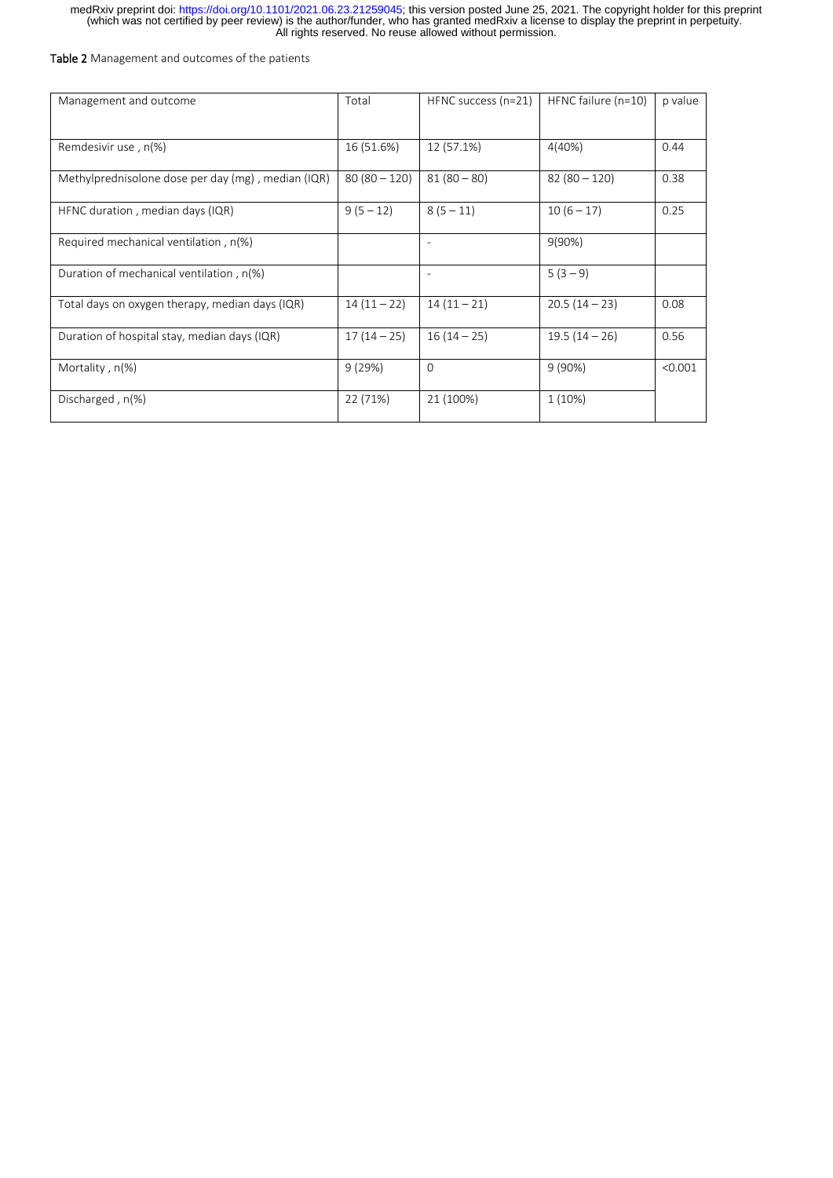**Table 2** Management and outcomes of the patients

| Management and outcome | Total | HFNC success (n=21) | HFNC failure (n=10) | p value |
|---|---|---|---|---|
| Remdesivir use , n(%) | 16 (51.6%) | 12 (57.1%) | 4(40%) | 0.44 |
| Methylprednisolone dose per day (mg) , median (IQR) | 80 (80 – 120) | 81 (80 – 80) | 82 (80 – 120) | 0.38 |
| HFNC duration , median days (IQR) | 9 (5 – 12) | 8 (5 – 11) | 10 (6 – 17) | 0.25 |
| Required mechanical ventilation , n(%) | | - | 9(90%) | |
| Duration of mechanical ventilation , n(%) | | - | 5 (3 – 9) | |
| Total days on oxygen therapy, median days (IQR) | 14 (11 – 22) | 14 (11 – 21) | 20.5 (14 – 23) | 0.08 |
| Duration of hospital stay, median days (IQR) | 17 (14 – 25) | 16 (14 – 25) | 19.5 (14 – 26) | 0.56 |
| Mortality , n(%) | 9 (29%) | 0 | 9 (90%) | <0.001 |
| Discharged , n(%) | 22 (71%) | 21 (100%) | 1 (10%) | |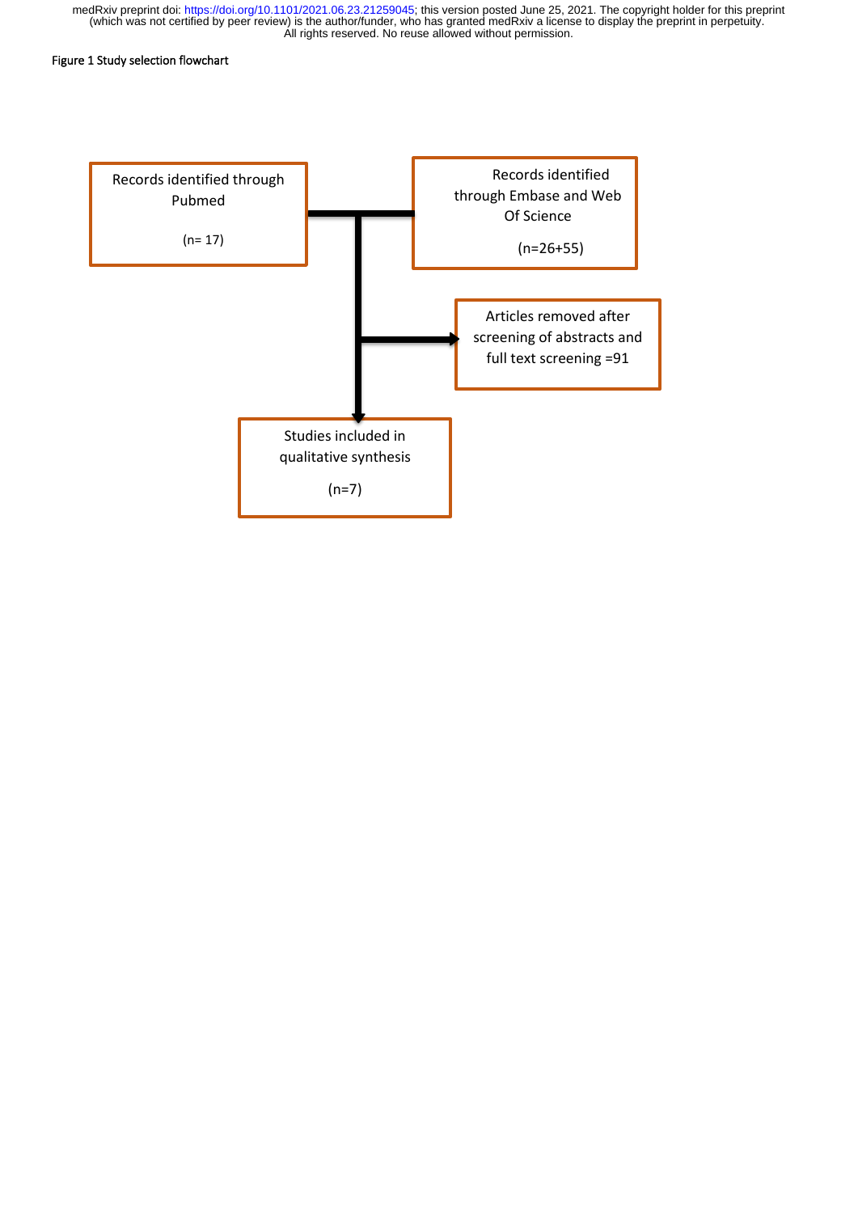Figure 1 Study selection flowchart

Records identified through Pubmed

(n= 17)

Records identified through Embase and Web Of Science

(n=26+55)

Articles removed after screening of abstracts and full text screening =91

Studies included in qualitative synthesis

(n=7)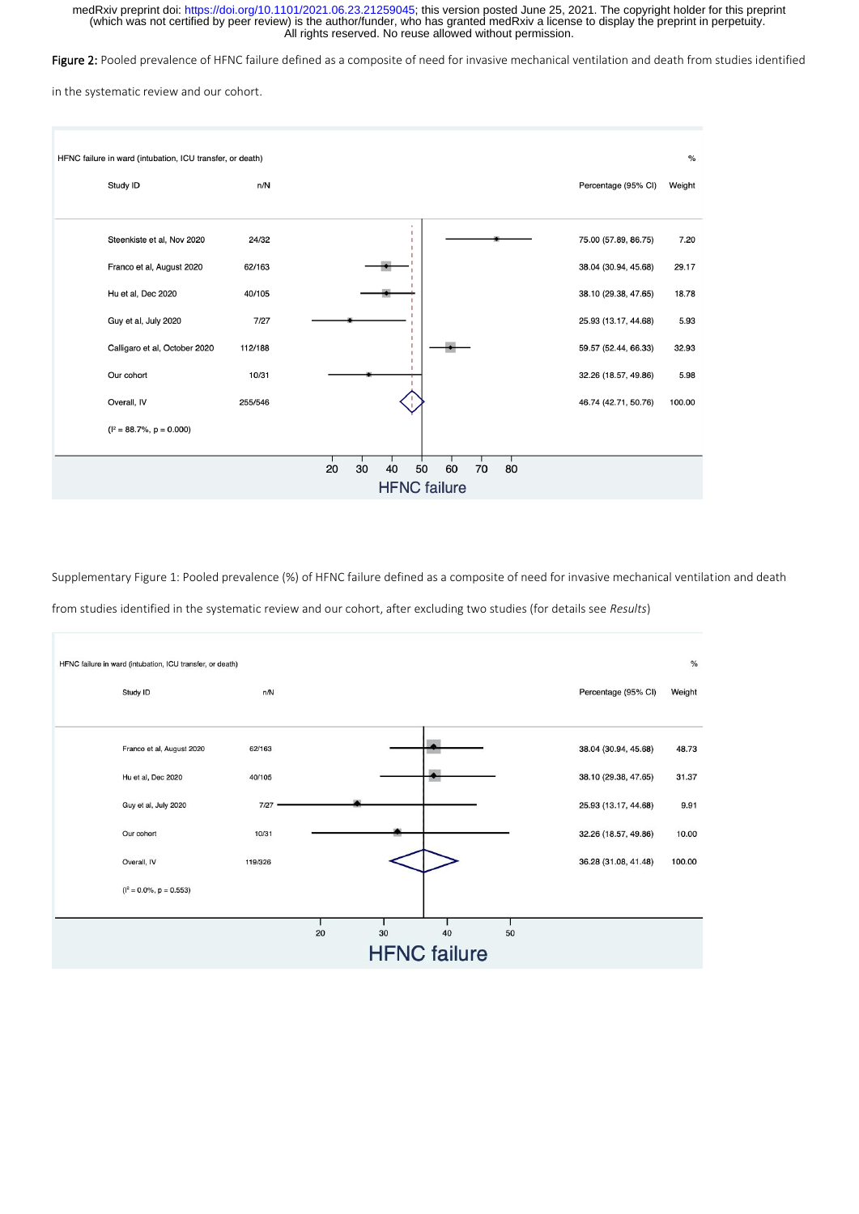**Figure 2:** Pooled prevalence of HFNC failure defined as a composite of need for invasive mechanical ventilation and death from studies identified in the systematic review and our cohort.

HFNC failure in ward (intubation, ICU transfer, or death)

| Study ID | n/N | Percentage (95% CI) | % Weight |
|---|---|---|---|
| Steenkiste et al, Nov 2020 | 24/32 | 75.00 (57.89, 86.75) | 7.20 |
| Franco et al, August 2020 | 62/163 | 38.04 (30.94, 45.68) | 29.17 |
| Hu et al, Dec 2020 | 40/105 | 38.10 (29.38, 47.65) | 18.78 |
| Guy et al, July 2020 | 7/27 | 25.93 (13.17, 44.68) | 5.93 |
| Calligaro et al, October 2020 | 112/188 | 59.57 (52.44, 66.33) | 32.93 |
| Our cohort | 10/31 | 32.26 (18.57, 49.86) | 5.98 |
| Overall, IV | 255/546 | 46.74 (42.71, 50.76) | 100.00 |
| ($I^2$ = 88.7%, p = 0.000) | | | |

HFNC failure

Supplementary Figure 1: Pooled prevalence (%) of HFNC failure defined as a composite of need for invasive mechanical ventilation and death from studies identified in the systematic review and our cohort, after excluding two studies (for details see *Results*)

HFNC failure in ward (intubation, ICU transfer, or death)

| Study ID | n/N | Percentage (95% CI) | % Weight |
|---|---|---|---|
| Franco et al, August 2020 | 62/163 | 38.04 (30.94, 45.68) | 48.73 |
| Hu et al, Dec 2020 | 40/105 | 38.10 (29.38, 47.65) | 31.37 |
| Guy et al, July 2020 | 7/27 | 25.93 (13.17, 44.68) | 9.91 |
| Our cohort | 10/31 | 32.26 (18.57, 49.86) | 10.00 |
| Overall, IV | 119/326 | 36.28 (31.08, 41.48) | 100.00 |
| ($I^2$ = 0.0%, p = 0.553) | | | |

HFNC failure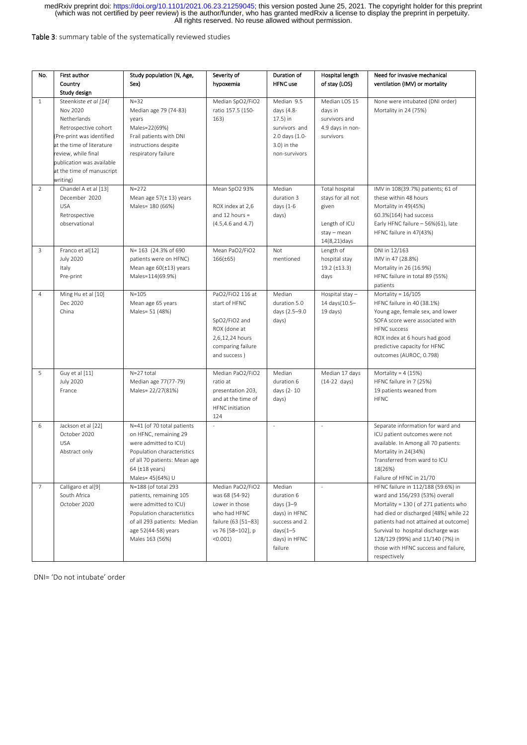**Table 3**: summary table of the systematically reviewed studies

| No. | First author Country Study design | Study population (N, Age, Sex) | Severity of hypoxemia | Duration of HFNC use | Hospital length of stay (LOS) | Need for invasive mechanical ventilation (IMV) or mortality |
|---|---|---|---|---|---|---|
| 1 | Steenkiste *et al [14]* Nov 2020 Netherlands Retrospective cohort (Pre-print was identified at the time of literature review, while final publication was available at the time of manuscript writing) | N=32 Median age 79 (74-83) years Males=22(69%) Frail patients with DNI instructions despite respiratory failure | Median SpO2/FiO2 ratio 157.5 (150-163) | Median 9.5 days (4.8-17.5) in survivors and 2.0 days (1.0-3.0) in the non-survivors | Median LOS 15 days in survivors and 4.9 days in non-survivors | None were intubated (DNI order) Mortality in 24 (75%) |
| 2 | Chandel A et al [13] December 2020 USA Retrospective observational | N=272 Mean age 57(± 13) years Males= 180 (66%) | Mean SpO2 93% ROX index at 2,6 and 12 hours = (4.5,4.6 and 4.7) | Median duration 3 days (1-6 days) | Total hospital stays for all not given Length of ICU stay – mean 14(8,21)days | IMV in 108(39.7%) patients; 61 of these within 48 hours Mortality in 49(45%) 60.3%(164) had success Early HFNC failure – 56%(61), late HFNC failure in 47(43%) |
| 3 | Franco et al[12] July 2020 Italy Pre-print | N= 163 (24.3% of 690 patients were on HFNC) Mean age 60(±13) years Males=114(69.9%) | Mean PaO2/FiO2 166(±65) | Not mentioned | Length of hospital stay 19.2 (±13.3) days | DNI in 12/163 IMV in 47 (28.8%) Mortality in 26 (16.9%) HFNC failure in total 89 (55%) patients |
| 4 | Ming Hu et al [10] Dec 2020 China | N=105 Mean age 65 years Males= 51 (48%) | PaO2/FiO2 116 at start of HFNC SpO2/FiO2 and ROX (done at 2,6,12,24 hours comparing failure and success ) | Median duration 5.0 days (2.5–9.0 days) | Hospital stay – 14 days(10.5–19 days) | Mortality = 16/105 HFNC failure in 40 (38.1%) Young age, female sex, and lower SOFA score were associated with HFNC success ROX index at 6 hours had good predictive capacity for HFNC outcomes (AUROC, 0.798) |
| 5 | Guy et al [11] July 2020 France | N=27 total Median age 77(77-79) Males= 22/27(81%) | Median PaO2/FiO2 ratio at presentation 203, and at the time of HFNC initiation 124 | Median duration 6 days (2- 10 days) | Median 17 days (14-22 days) | Mortality = 4 (15%) HFNC failure in 7 (25%) 19 patients weaned from HFNC |
| 6 | Jackson et al [22] October 2020 USA Abstract only | N=41 (of 70 total patients on HFNC, remaining 29 were admitted to ICU) Population characteristics of all 70 patients: Mean age 64 (±18 years) Males= 45(64%) U | - | - | - | Separate information for ward and ICU patient outcomes were not available. In Among all 70 patients: Mortality in 24(34%) Transferred from ward to ICU 18(26%) Failure of HFNC in 21/70 |
| 7 | Calligaro et al[9] South Africa October 2020 | N=188 (of total 293 patients, remaining 105 were admitted to ICU) Population characteristics of all 293 patients: Median age 52(44-58) years Males 163 (56%) | Median PaO2/FiO2 was 68 (54-92) Lower in those who had HFNC failure (63 [51–83] vs 76 [58–102], p <0.001) | Median duration 6 days (3–9 days) in HFNC success and 2 days(1–5 days) in HFNC failure | - | HFNC failure in 112/188 (59.6%) in ward and 156/293 (53%) overall Mortality = 130 ( of 271 patients who had died or discharged [48%] while 22 patients had not attained at outcome] Survival to hospital discharge was 128/129 (99%) and 11/140 (7%) in those with HFNC success and failure, respectively |

DNI= 'Do not intubate' order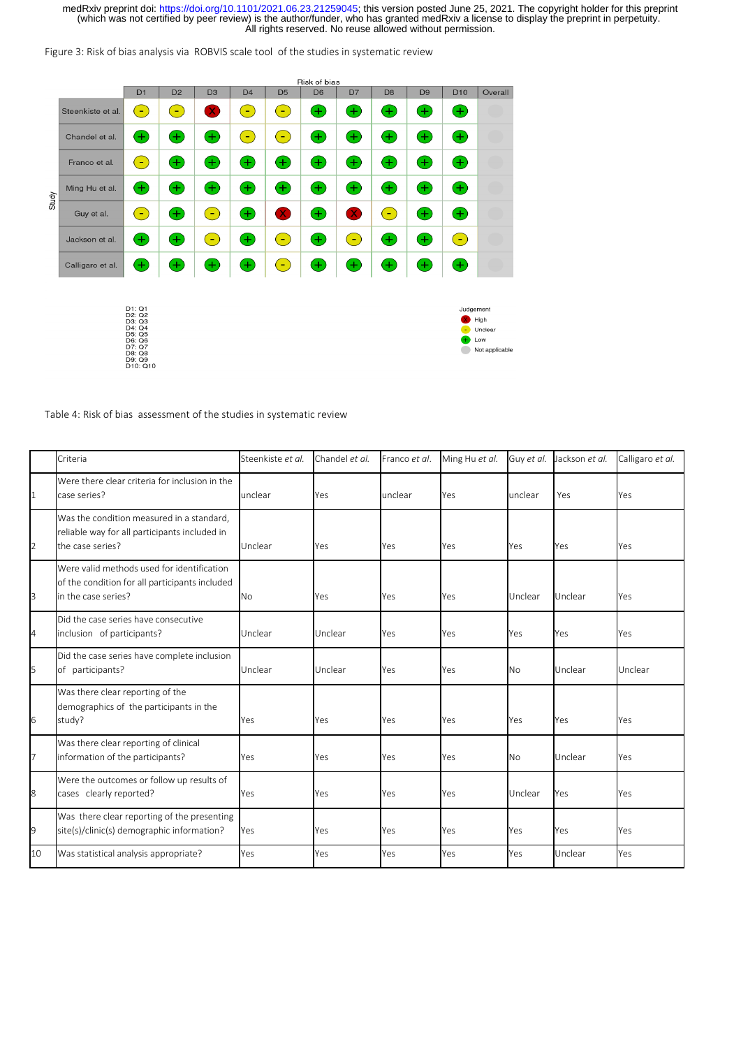Figure 3: Risk of bias analysis via ROBVIS scale tool of the studies in systematic review

Risk of bias

D1 D2 D3 D4 D5 D6 D7 D8 D9 D10 Overall

Study

Steenkiste et al.

Chandel et al.

Franco et al.

Ming Hu et al.

Guy et al.

Jackson et al.

Calligaro et al.

D1: Q1
D2: Q2
D3: Q3
D4: Q4
D5: Q5
D6: Q6
D7: Q7
D8: Q8
D9: Q9
D10: Q10

Judgement
High
Unclear
Low
Not applicable

Table 4: Risk of bias assessment of the studies in systematic review

| | Criteria | Steenkiste *et al.* | Chandel *et al.* | Franco *et al.* | Ming Hu *et al.* | Guy *et al.* | Jackson *et al.* | Calligaro *et al.* |
|---|---|---|---|---|---|---|---|---|
| 1 | Were there clear criteria for inclusion in the case series? | unclear | Yes | unclear | Yes | unclear | Yes | Yes |
| 2 | Was the condition measured in a standard, reliable way for all participants included in the case series? | Unclear | Yes | Yes | Yes | Yes | Yes | Yes |
| 3 | Were valid methods used for identification of the condition for all participants included in the case series? | No | Yes | Yes | Yes | Unclear | Unclear | Yes |
| 4 | Did the case series have consecutive inclusion of participants? | Unclear | Unclear | Yes | Yes | Yes | Yes | Yes |
| 5 | Did the case series have complete inclusion of participants? | Unclear | Unclear | Yes | Yes | No | Unclear | Unclear |
| 6 | Was there clear reporting of the demographics of the participants in the study? | Yes | Yes | Yes | Yes | Yes | Yes | Yes |
| 7 | Was there clear reporting of clinical information of the participants? | Yes | Yes | Yes | Yes | No | Unclear | Yes |
| 8 | Were the outcomes or follow up results of cases clearly reported? | Yes | Yes | Yes | Yes | Unclear | Yes | Yes |
| 9 | Was there clear reporting of the presenting site(s)/clinic(s) demographic information? | Yes | Yes | Yes | Yes | Yes | Yes | Yes |
| 10 | Was statistical analysis appropriate? | Yes | Yes | Yes | Yes | Yes | Unclear | Yes |